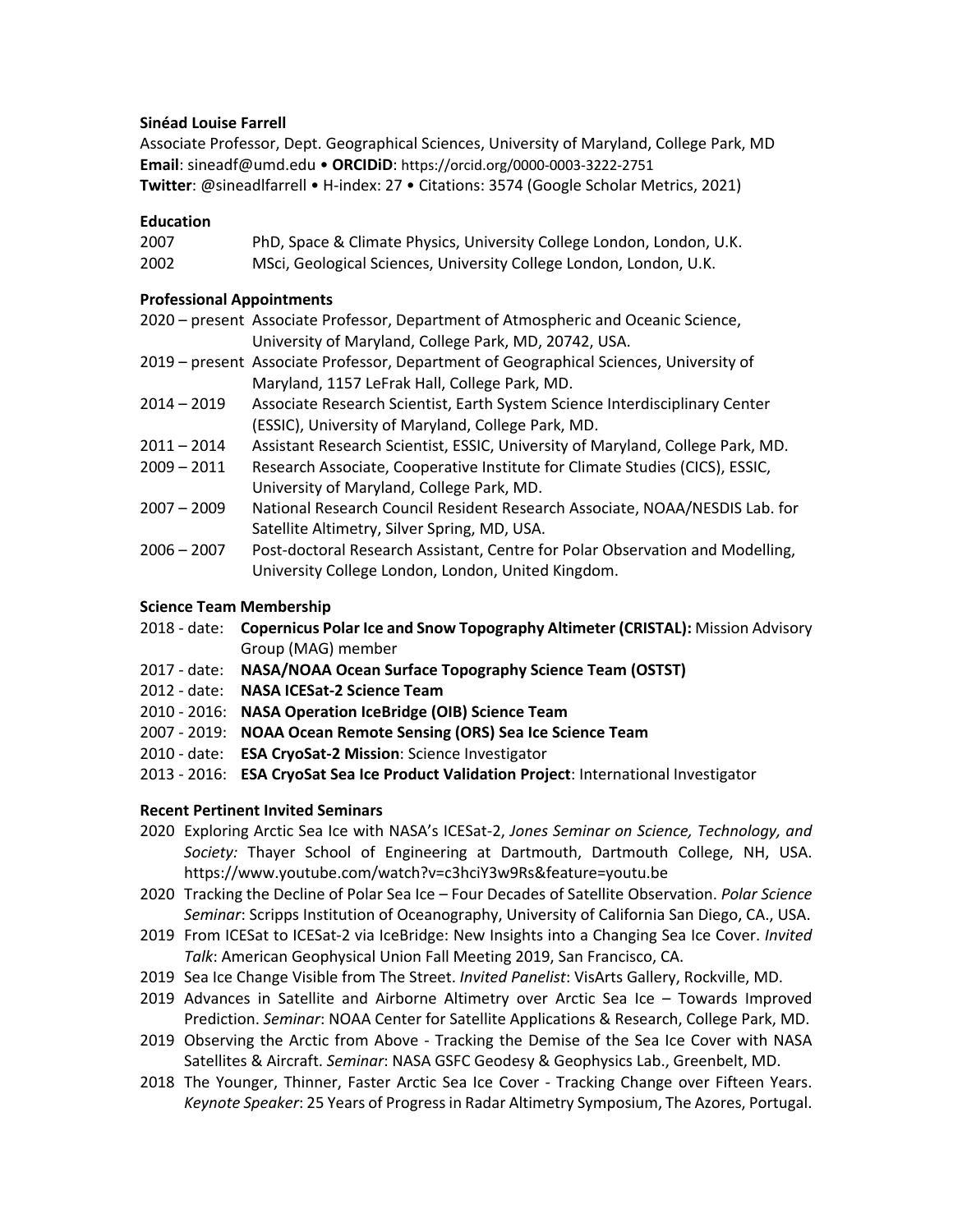**Sinéad Louise Farrell**

Associate Professor, Dept. Geographical Sciences, University of Maryland, College Park, MD
**Email**: sineadf@umd.edu • **ORCIDiD**: https://orcid.org/0000-0003-3222-2751
**Twitter**: @sineadlfarrell • H-index: 27 • Citations: 3574 (Google Scholar Metrics, 2021)

**Education**

2007 PhD, Space & Climate Physics, University College London, London, U.K.
2002 MSci, Geological Sciences, University College London, London, U.K.

**Professional Appointments**

2020 – present Associate Professor, Department of Atmospheric and Oceanic Science, University of Maryland, College Park, MD, 20742, USA.
2019 – present Associate Professor, Department of Geographical Sciences, University of Maryland, 1157 LeFrak Hall, College Park, MD.
2014 – 2019 Associate Research Scientist, Earth System Science Interdisciplinary Center (ESSIC), University of Maryland, College Park, MD.
2011 – 2014 Assistant Research Scientist, ESSIC, University of Maryland, College Park, MD.
2009 – 2011 Research Associate, Cooperative Institute for Climate Studies (CICS), ESSIC, University of Maryland, College Park, MD.
2007 – 2009 National Research Council Resident Research Associate, NOAA/NESDIS Lab. for Satellite Altimetry, Silver Spring, MD, USA.
2006 – 2007 Post-doctoral Research Assistant, Centre for Polar Observation and Modelling, University College London, London, United Kingdom.

**Science Team Membership**

2018 - date: **Copernicus Polar Ice and Snow Topography Altimeter (CRISTAL):** Mission Advisory Group (MAG) member
2017 - date: **NASA/NOAA Ocean Surface Topography Science Team (OSTST)**
2012 - date: **NASA ICESat-2 Science Team**
2010 - 2016: **NASA Operation IceBridge (OIB) Science Team**
2007 - 2019: **NOAA Ocean Remote Sensing (ORS) Sea Ice Science Team**
2010 - date: **ESA CryoSat-2 Mission**: Science Investigator
2013 - 2016: **ESA CryoSat Sea Ice Product Validation Project**: International Investigator

**Recent Pertinent Invited Seminars**

2020 Exploring Arctic Sea Ice with NASA's ICESat-2, *Jones Seminar on Science, Technology, and Society:* Thayer School of Engineering at Dartmouth, Dartmouth College, NH, USA. https://www.youtube.com/watch?v=c3hciY3w9Rs&feature=youtu.be
2020 Tracking the Decline of Polar Sea Ice – Four Decades of Satellite Observation. *Polar Science Seminar*: Scripps Institution of Oceanography, University of California San Diego, CA., USA.
2019 From ICESat to ICESat-2 via IceBridge: New Insights into a Changing Sea Ice Cover. *Invited Talk*: American Geophysical Union Fall Meeting 2019, San Francisco, CA.
2019 Sea Ice Change Visible from The Street. *Invited Panelist*: VisArts Gallery, Rockville, MD.
2019 Advances in Satellite and Airborne Altimetry over Arctic Sea Ice – Towards Improved Prediction. *Seminar*: NOAA Center for Satellite Applications & Research, College Park, MD.
2019 Observing the Arctic from Above - Tracking the Demise of the Sea Ice Cover with NASA Satellites & Aircraft. *Seminar*: NASA GSFC Geodesy & Geophysics Lab., Greenbelt, MD.
2018 The Younger, Thinner, Faster Arctic Sea Ice Cover - Tracking Change over Fifteen Years. *Keynote Speaker*: 25 Years of Progress in Radar Altimetry Symposium, The Azores, Portugal.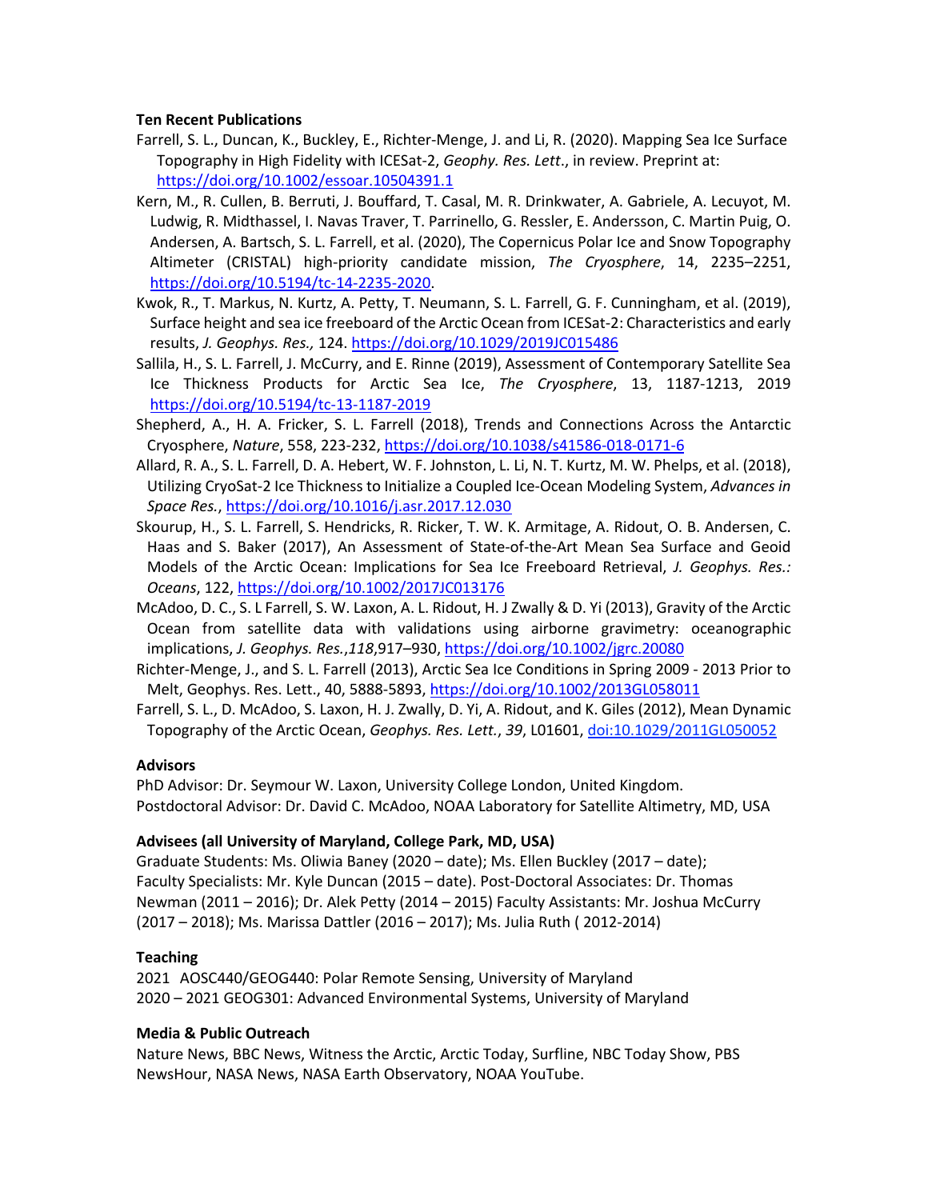**Ten Recent Publications**

Farrell, S. L., Duncan, K., Buckley, E., Richter-Menge, J. and Li, R. (2020). Mapping Sea Ice Surface Topography in High Fidelity with ICESat-2, *Geophy. Res. Lett*., in review. Preprint at: https://doi.org/10.1002/essoar.10504391.1

Kern, M., R. Cullen, B. Berruti, J. Bouffard, T. Casal, M. R. Drinkwater, A. Gabriele, A. Lecuyot, M. Ludwig, R. Midthassel, I. Navas Traver, T. Parrinello, G. Ressler, E. Andersson, C. Martin Puig, O. Andersen, A. Bartsch, S. L. Farrell, et al. (2020), The Copernicus Polar Ice and Snow Topography Altimeter (CRISTAL) high-priority candidate mission, *The Cryosphere*, 14, 2235–2251, https://doi.org/10.5194/tc-14-2235-2020.

Kwok, R., T. Markus, N. Kurtz, A. Petty, T. Neumann, S. L. Farrell, G. F. Cunningham, et al. (2019), Surface height and sea ice freeboard of the Arctic Ocean from ICESat-2: Characteristics and early results, *J. Geophys. Res.,* 124. https://doi.org/10.1029/2019JC015486

Sallila, H., S. L. Farrell, J. McCurry, and E. Rinne (2019), Assessment of Contemporary Satellite Sea Ice Thickness Products for Arctic Sea Ice, *The Cryosphere*, 13, 1187-1213, 2019 https://doi.org/10.5194/tc-13-1187-2019

Shepherd, A., H. A. Fricker, S. L. Farrell (2018), Trends and Connections Across the Antarctic Cryosphere, *Nature*, 558, 223-232, https://doi.org/10.1038/s41586-018-0171-6

Allard, R. A., S. L. Farrell, D. A. Hebert, W. F. Johnston, L. Li, N. T. Kurtz, M. W. Phelps, et al. (2018), Utilizing CryoSat-2 Ice Thickness to Initialize a Coupled Ice-Ocean Modeling System, *Advances in Space Res.*, https://doi.org/10.1016/j.asr.2017.12.030

Skourup, H., S. L. Farrell, S. Hendricks, R. Ricker, T. W. K. Armitage, A. Ridout, O. B. Andersen, C. Haas and S. Baker (2017), An Assessment of State-of-the-Art Mean Sea Surface and Geoid Models of the Arctic Ocean: Implications for Sea Ice Freeboard Retrieval, *J. Geophys. Res.: Oceans*, 122, https://doi.org/10.1002/2017JC013176

McAdoo, D. C., S. L Farrell, S. W. Laxon, A. L. Ridout, H. J Zwally & D. Yi (2013), Gravity of the Arctic Ocean from satellite data with validations using airborne gravimetry: oceanographic implications, *J. Geophys. Res.*,*118*,917–930, https://doi.org/10.1002/jgrc.20080

Richter-Menge, J., and S. L. Farrell (2013), Arctic Sea Ice Conditions in Spring 2009 - 2013 Prior to Melt, Geophys. Res. Lett., 40, 5888-5893, https://doi.org/10.1002/2013GL058011

Farrell, S. L., D. McAdoo, S. Laxon, H. J. Zwally, D. Yi, A. Ridout, and K. Giles (2012), Mean Dynamic Topography of the Arctic Ocean, *Geophys. Res. Lett.*, *39*, L01601, doi:10.1029/2011GL050052

**Advisors**

PhD Advisor: Dr. Seymour W. Laxon, University College London, United Kingdom.
Postdoctoral Advisor: Dr. David C. McAdoo, NOAA Laboratory for Satellite Altimetry, MD, USA

**Advisees (all University of Maryland, College Park, MD, USA)**

Graduate Students: Ms. Oliwia Baney (2020 – date); Ms. Ellen Buckley (2017 – date); Faculty Specialists: Mr. Kyle Duncan (2015 – date). Post-Doctoral Associates: Dr. Thomas Newman (2011 – 2016); Dr. Alek Petty (2014 – 2015) Faculty Assistants: Mr. Joshua McCurry (2017 – 2018); Ms. Marissa Dattler (2016 – 2017); Ms. Julia Ruth ( 2012-2014)

**Teaching**

2021 AOSC440/GEOG440: Polar Remote Sensing, University of Maryland
2020 – 2021 GEOG301: Advanced Environmental Systems, University of Maryland

**Media & Public Outreach**

Nature News, BBC News, Witness the Arctic, Arctic Today, Surfline, NBC Today Show, PBS NewsHour, NASA News, NASA Earth Observatory, NOAA YouTube.